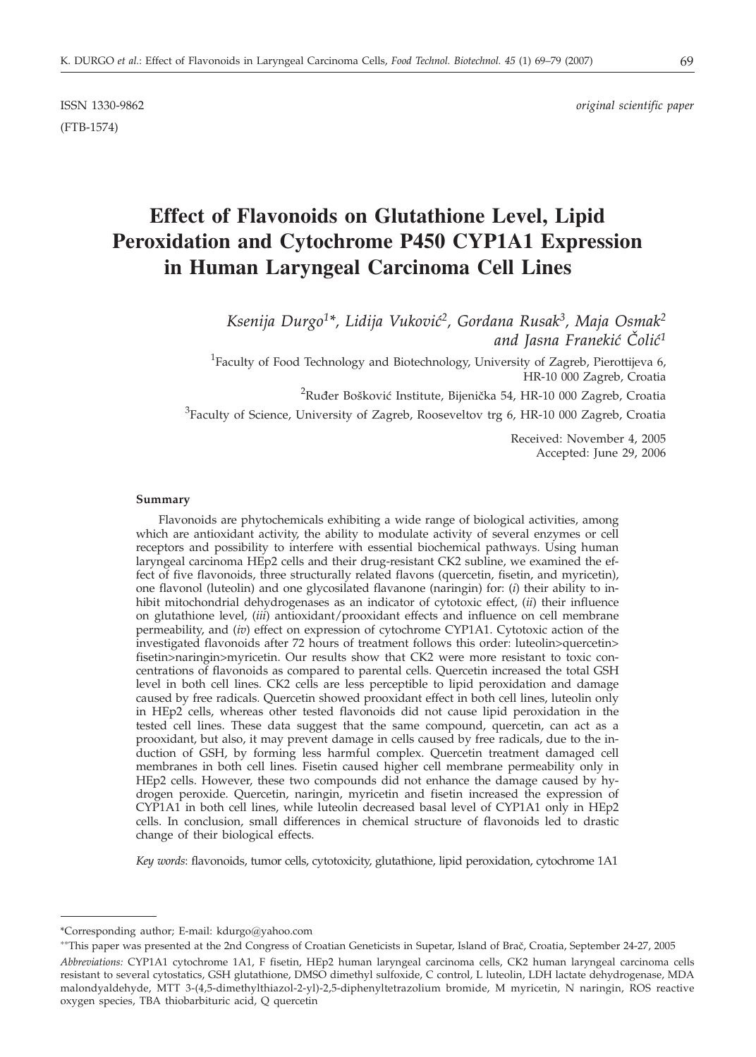ISSN 1330-9862 *original scientific paper*

(FTB-1574)

# Effect of Flavonoids on Glutathione Level, Lipid Peroxidation and Cytochrome P450 CYP1A1 Expression in Human Laryngeal Carcinoma Cell Lines

*Ksenija Durgo[1]\*, Lidija Vuković[2], Gordana Rusak[3], Maja Osmak[2] and Jasna Franekić Čolić[1]*

[1]Faculty of Food Technology and Biotechnology, University of Zagreb, Pierottijeva 6, HR-10 000 Zagreb, Croatia

[2]Ruđer Bošković Institute, Bijenička 54, HR-10 000 Zagreb, Croatia

[3]Faculty of Science, University of Zagreb, Rooseveltov trg 6, HR-10 000 Zagreb, Croatia

Received: November 4, 2005
Accepted: June 29, 2006

## Summary

Flavonoids are phytochemicals exhibiting a wide range of biological activities, among which are antioxidant activity, the ability to modulate activity of several enzymes or cell receptors and possibility to interfere with essential biochemical pathways. Using human laryngeal carcinoma HEp2 cells and their drug-resistant CK2 subline, we examined the effect of five flavonoids, three structurally related flavons (quercetin, fisetin, and myricetin), one flavonol (luteolin) and one glycosilated flavanone (naringin) for: (*i*) their ability to inhibit mitochondrial dehydrogenases as an indicator of cytotoxic effect, (*ii*) their influence on glutathione level, (*iii*) antioxidant/prooxidant effects and influence on cell membrane permeability, and (*iv*) effect on expression of cytochrome CYP1A1. Cytotoxic action of the investigated flavonoids after 72 hours of treatment follows this order: luteolin>quercetin>fisetin>naringin>myricetin. Our results show that CK2 were more resistant to toxic concentrations of flavonoids as compared to parental cells. Quercetin increased the total GSH level in both cell lines. CK2 cells are less perceptible to lipid peroxidation and damage caused by free radicals. Quercetin showed prooxidant effect in both cell lines, luteolin only in HEp2 cells, whereas other tested flavonoids did not cause lipid peroxidation in the tested cell lines. These data suggest that the same compound, quercetin, can act as a prooxidant, but also, it may prevent damage in cells caused by free radicals, due to the induction of GSH, by forming less harmful complex. Quercetin treatment damaged cell membranes in both cell lines. Fisetin caused higher cell membrane permeability only in HEp2 cells. However, these two compounds did not enhance the damage caused by hydrogen peroxide. Quercetin, naringin, myricetin and fisetin increased the expression of CYP1A1 in both cell lines, while luteolin decreased basal level of CYP1A1 only in HEp2 cells. In conclusion, small differences in chemical structure of flavonoids led to drastic change of their biological effects.

*Key words*: flavonoids, tumor cells, cytotoxicity, glutathione, lipid peroxidation, cytochrome 1A1

---

\*Corresponding author; E-mail: kdurgo@yahoo.com

\*\*This paper was presented at the 2nd Congress of Croatian Geneticists in Supetar, Island of Brač, Croatia, September 24-27, 2005

*Abbreviations:* CYP1A1 cytochrome 1A1, F fisetin, HEp2 human laryngeal carcinoma cells, CK2 human laryngeal carcinoma cells resistant to several cytostatics, GSH glutathione, DMSO dimethyl sulfoxide, C control, L luteolin, LDH lactate dehydrogenase, MDA malondyaldehyde, MTT 3-(4,5-dimethylthiazol-2-yl)-2,5-diphenyltetrazolium bromide, M myricetin, N naringin, ROS reactive oxygen species, TBA thiobarbituric acid, Q quercetin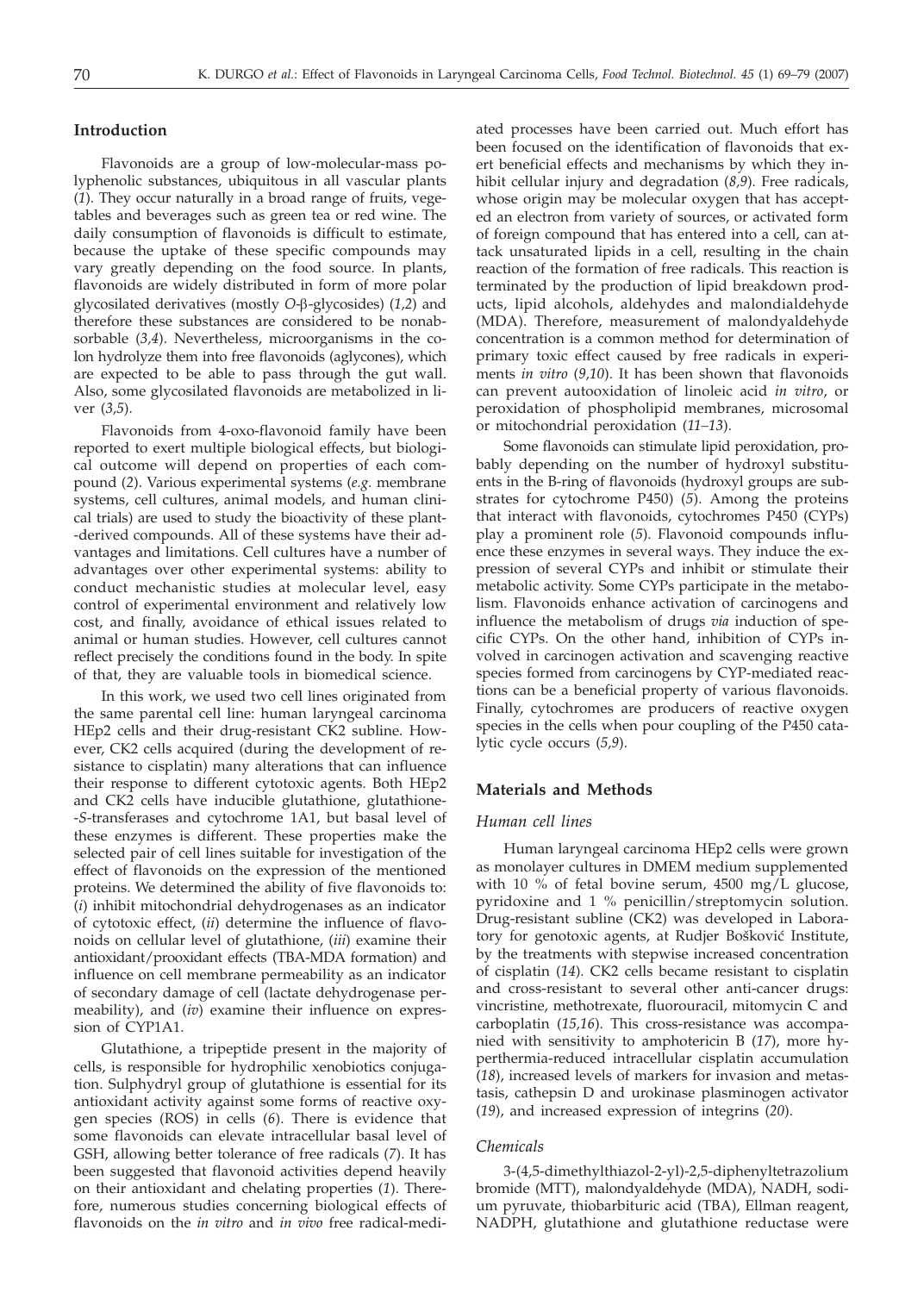## Introduction

Flavonoids are a group of low-molecular-mass polyphenolic substances, ubiquitous in all vascular plants (*1*). They occur naturally in a broad range of fruits, vegetables and beverages such as green tea or red wine. The daily consumption of flavonoids is difficult to estimate, because the uptake of these specific compounds may vary greatly depending on the food source. In plants, flavonoids are widely distributed in form of more polar glycosilated derivatives (mostly *O*-β-glycosides) (*1,2*) and therefore these substances are considered to be nonabsorbable (*3,4*). Nevertheless, microorganisms in the colon hydrolyze them into free flavonoids (aglycones), which are expected to be able to pass through the gut wall. Also, some glycosilated flavonoids are metabolized in liver (*3,5*).

Flavonoids from 4-oxo-flavonoid family have been reported to exert multiple biological effects, but biological outcome will depend on properties of each compound (*2*). Various experimental systems (*e.g.* membrane systems, cell cultures, animal models, and human clinical trials) are used to study the bioactivity of these plant-derived compounds. All of these systems have their advantages and limitations. Cell cultures have a number of advantages over other experimental systems: ability to conduct mechanistic studies at molecular level, easy control of experimental environment and relatively low cost, and finally, avoidance of ethical issues related to animal or human studies. However, cell cultures cannot reflect precisely the conditions found in the body. In spite of that, they are valuable tools in biomedical science.

In this work, we used two cell lines originated from the same parental cell line: human laryngeal carcinoma HEp2 cells and their drug-resistant CK2 subline. However, CK2 cells acquired (during the development of resistance to cisplatin) many alterations that can influence their response to different cytotoxic agents. Both HEp2 and CK2 cells have inducible glutathione, glutathione-*S*-transferases and cytochrome 1A1, but basal level of these enzymes is different. These properties make the selected pair of cell lines suitable for investigation of the effect of flavonoids on the expression of the mentioned proteins. We determined the ability of five flavonoids to: (*i*) inhibit mitochondrial dehydrogenases as an indicator of cytotoxic effect, (*ii*) determine the influence of flavonoids on cellular level of glutathione, (*iii*) examine their antioxidant/prooxidant effects (TBA-MDA formation) and influence on cell membrane permeability as an indicator of secondary damage of cell (lactate dehydrogenase permeability), and (*iv*) examine their influence on expression of CYP1A1.

Glutathione, a tripeptide present in the majority of cells, is responsible for hydrophilic xenobiotics conjugation. Sulphydryl group of glutathione is essential for its antioxidant activity against some forms of reactive oxygen species (ROS) in cells (*6*). There is evidence that some flavonoids can elevate intracellular basal level of GSH, allowing better tolerance of free radicals (*7*). It has been suggested that flavonoid activities depend heavily on their antioxidant and chelating properties (*1*). Therefore, numerous studies concerning biological effects of flavonoids on the *in vitro* and *in vivo* free radical-mediated processes have been carried out. Much effort has been focused on the identification of flavonoids that exert beneficial effects and mechanisms by which they inhibit cellular injury and degradation (*8,9*). Free radicals, whose origin may be molecular oxygen that has accepted an electron from variety of sources, or activated form of foreign compound that has entered into a cell, can attack unsaturated lipids in a cell, resulting in the chain reaction of the formation of free radicals. This reaction is terminated by the production of lipid breakdown products, lipid alcohols, aldehydes and malondialdehyde (MDA). Therefore, measurement of malondyaldehyde concentration is a common method for determination of primary toxic effect caused by free radicals in experiments *in vitro* (*9,10*). It has been shown that flavonoids can prevent autooxidation of linoleic acid *in vitro*, or peroxidation of phospholipid membranes, microsomal or mitochondrial peroxidation (*11–13*).

Some flavonoids can stimulate lipid peroxidation, probably depending on the number of hydroxyl substituents in the B-ring of flavonoids (hydroxyl groups are substrates for cytochrome P450) (*5*). Among the proteins that interact with flavonoids, cytochromes P450 (CYPs) play a prominent role (*5*). Flavonoid compounds influence these enzymes in several ways. They induce the expression of several CYPs and inhibit or stimulate their metabolic activity. Some CYPs participate in the metabolism. Flavonoids enhance activation of carcinogens and influence the metabolism of drugs *via* induction of specific CYPs. On the other hand, inhibition of CYPs involved in carcinogen activation and scavenging reactive species formed from carcinogens by CYP-mediated reactions can be a beneficial property of various flavonoids. Finally, cytochromes are producers of reactive oxygen species in the cells when pour coupling of the P450 catalytic cycle occurs (*5,9*).

## Materials and Methods

### *Human cell lines*

Human laryngeal carcinoma HEp2 cells were grown as monolayer cultures in DMEM medium supplemented with 10 % of fetal bovine serum, 4500 mg/L glucose, pyridoxine and 1 % penicillin/streptomycin solution. Drug-resistant subline (CK2) was developed in Laboratory for genotoxic agents, at Rudjer Bošković Institute, by the treatments with stepwise increased concentration of cisplatin (*14*). CK2 cells became resistant to cisplatin and cross-resistant to several other anti-cancer drugs: vincristine, methotrexate, fluorouracil, mitomycin C and carboplatin (*15,16*). This cross-resistance was accompanied with sensitivity to amphotericin B (*17*), more hyperthermia-reduced intracellular cisplatin accumulation (*18*), increased levels of markers for invasion and metastasis, cathepsin D and urokinase plasminogen activator (*19*), and increased expression of integrins (*20*).

### *Chemicals*

3-(4,5-dimethylthiazol-2-yl)-2,5-diphenyltetrazolium bromide (MTT), malondyaldehyde (MDA), NADH, sodium pyruvate, thiobarbituric acid (TBA), Ellman reagent, NADPH, glutathione and glutathione reductase were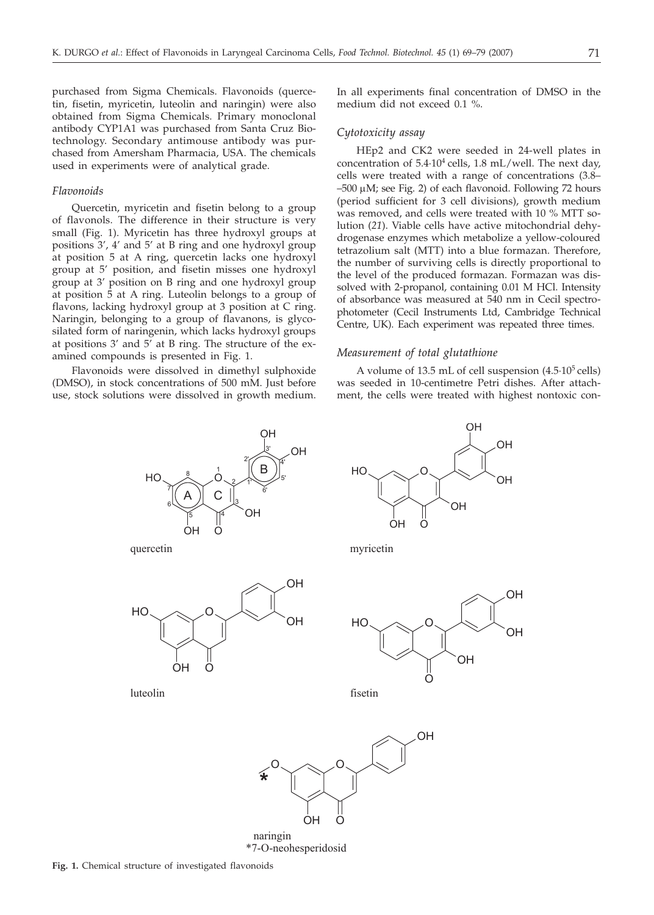purchased from Sigma Chemicals. Flavonoids (quercetin, fisetin, myricetin, luteolin and naringin) were also obtained from Sigma Chemicals. Primary monoclonal antibody CYP1A1 was purchased from Santa Cruz Biotechnology. Secondary antimouse antibody was purchased from Amersham Pharmacia, USA. The chemicals used in experiments were of analytical grade.

### *Flavonoids*

Quercetin, myricetin and fisetin belong to a group of flavonols. The difference in their structure is very small (Fig. 1). Myricetin has three hydroxyl groups at positions 3', 4' and 5' at B ring and one hydroxyl group at position 5 at A ring, quercetin lacks one hydroxyl group at 5' position, and fisetin misses one hydroxyl group at 3' position on B ring and one hydroxyl group at position 5 at A ring. Luteolin belongs to a group of flavons, lacking hydroxyl group at 3 position at C ring. Naringin, belonging to a group of flavanons, is glycosilated form of naringenin, which lacks hydroxyl groups at positions 3' and 5' at B ring. The structure of the examined compounds is presented in Fig. 1.

Flavonoids were dissolved in dimethyl sulphoxide (DMSO), in stock concentrations of 500 mM. Just before use, stock solutions were dissolved in growth medium. In all experiments final concentration of DMSO in the medium did not exceed 0.1 %.

### *Cytotoxicity assay*

HEp2 and CK2 were seeded in 24-well plates in concentration of $5.4 \cdot 10^4$ cells, 1.8 mL/well. The next day, cells were treated with a range of concentrations (3.8–500 μM; see Fig. 2) of each flavonoid. Following 72 hours (period sufficient for 3 cell divisions), growth medium was removed, and cells were treated with 10 % MTT solution (*21*). Viable cells have active mitochondrial dehydrogenase enzymes which metabolize a yellow-coloured tetrazolium salt (MTT) into a blue formazan. Therefore, the number of surviving cells is directly proportional to the level of the produced formazan. Formazan was dissolved with 2-propanol, containing 0.01 M HCl. Intensity of absorbance was measured at 540 nm in Cecil spectrophotometer (Cecil Instruments Ltd, Cambridge Technical Centre, UK). Each experiment was repeated three times.

### *Measurement of total glutathione*

A volume of 13.5 mL of cell suspension ($4.5 \cdot 10^5$ cells) was seeded in 10-centimetre Petri dishes. After attachment, the cells were treated with highest nontoxic con-

quercetin

myricetin

luteolin

fisetin

naringin
*7-O-neohesperidosid

**Fig. 1.** Chemical structure of investigated flavonoids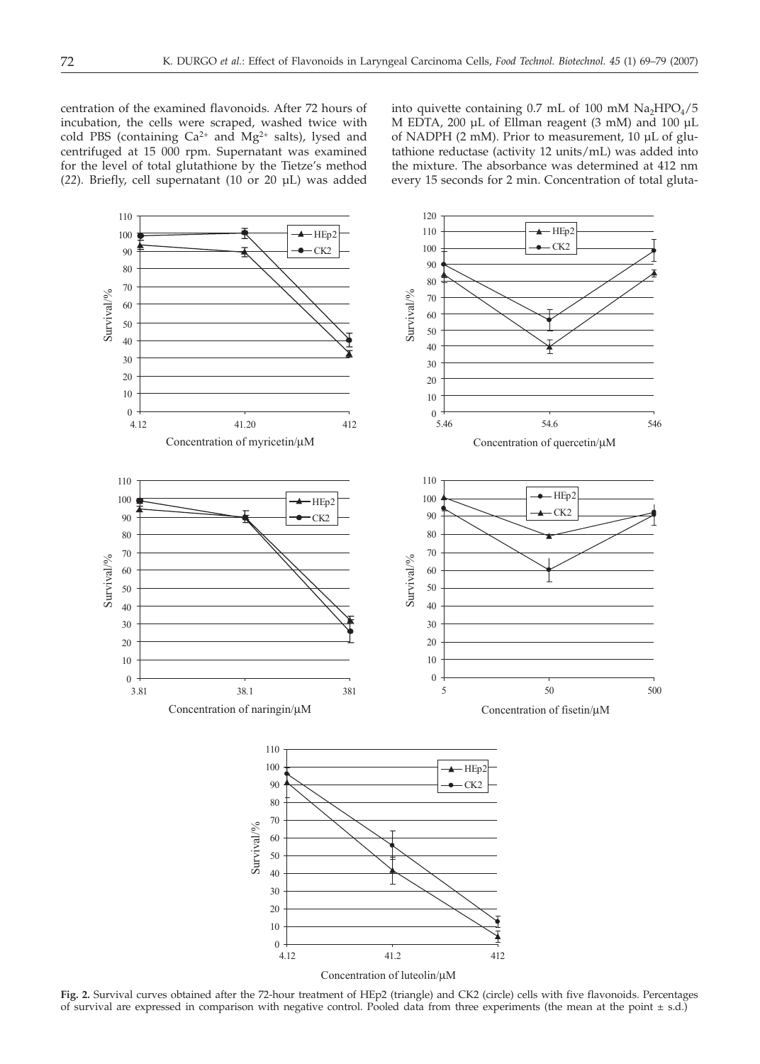centration of the examined flavonoids. After 72 hours of incubation, the cells were scraped, washed twice with cold PBS (containing $Ca^{2+}$ and $Mg^{2+}$ salts), lysed and centrifuged at 15 000 rpm. Supernatant was examined for the level of total glutathione by the Tietze's method (*22*). Briefly, cell supernatant (10 or 20 µL) was added into quivette containing 0.7 mL of 100 mM $Na_2HPO_4$/5 M EDTA, 200 µL of Ellman reagent (3 mM) and 100 µL of NADPH (2 mM). Prior to measurement, 10 µL of glutathione reductase (activity 12 units/mL) was added into the mixture. The absorbance was determined at 412 nm every 15 seconds for 2 min. Concentration of total gluta-

**Fig. 2.** Survival curves obtained after the 72-hour treatment of HEp2 (triangle) and CK2 (circle) cells with five flavonoids. Percentages of survival are expressed in comparison with negative control. Pooled data from three experiments (the mean at the point ± s.d.)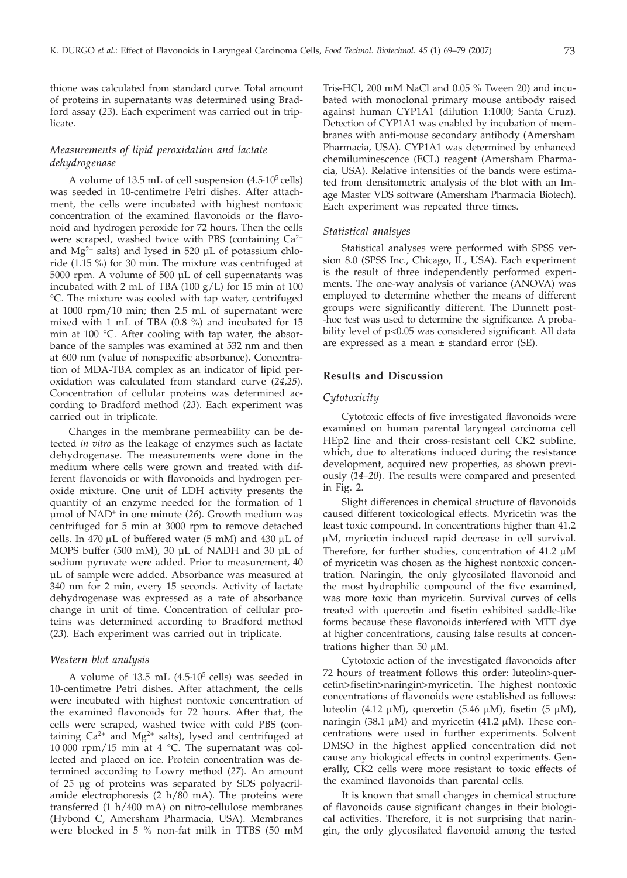thione was calculated from standard curve. Total amount of proteins in supernatants was determined using Bradford assay (*23*). Each experiment was carried out in triplicate.

### *Measurements of lipid peroxidation and lactate dehydrogenase*

A volume of 13.5 mL of cell suspension ($4.5\cdot10^5$ cells) was seeded in 10-centimetre Petri dishes. After attachment, the cells were incubated with highest nontoxic concentration of the examined flavonoids or the flavonoid and hydrogen peroxide for 72 hours. Then the cells were scraped, washed twice with PBS (containing $Ca^{2+}$ and $Mg^{2+}$ salts) and lysed in 520 µL of potassium chloride (1.15 %) for 30 min. The mixture was centrifuged at 5000 rpm. A volume of 500 µL of cell supernatants was incubated with 2 mL of TBA (100 g/L) for 15 min at 100 °C. The mixture was cooled with tap water, centrifuged at 1000 rpm/10 min; then 2.5 mL of supernatant were mixed with 1 mL of TBA (0.8 %) and incubated for 15 min at 100 °C. After cooling with tap water, the absorbance of the samples was examined at 532 nm and then at 600 nm (value of nonspecific absorbance). Concentration of MDA-TBA complex as an indicator of lipid peroxidation was calculated from standard curve (*24,25*). Concentration of cellular proteins was determined according to Bradford method (*23*). Each experiment was carried out in triplicate.

Changes in the membrane permeability can be detected *in vitro* as the leakage of enzymes such as lactate dehydrogenase. The measurements were done in the medium where cells were grown and treated with different flavonoids or with flavonoids and hydrogen peroxide mixture. One unit of LDH activity presents the quantity of an enzyme needed for the formation of 1 µmol of $NAD^+$ in one minute (*26*). Growth medium was centrifuged for 5 min at 3000 rpm to remove detached cells. In 470 µL of buffered water (5 mM) and 430 µL of MOPS buffer (500 mM), 30 µL of NADH and 30 µL of sodium pyruvate were added. Prior to measurement, 40 µL of sample were added. Absorbance was measured at 340 nm for 2 min, every 15 seconds. Activity of lactate dehydrogenase was expressed as a rate of absorbance change in unit of time. Concentration of cellular proteins was determined according to Bradford method (*23*). Each experiment was carried out in triplicate.

### *Western blot analysis*

A volume of 13.5 mL ($4.5\cdot10^5$ cells) was seeded in 10-centimetre Petri dishes. After attachment, the cells were incubated with highest nontoxic concentration of the examined flavonoids for 72 hours. After that, the cells were scraped, washed twice with cold PBS (containing $Ca^{2+}$ and $Mg^{2+}$ salts), lysed and centrifuged at 10 000 rpm/15 min at 4 °C. The supernatant was collected and placed on ice. Protein concentration was determined according to Lowry method (*27*). An amount of 25 µg of proteins was separated by SDS polyacrilamide electrophoresis (2 h/80 mA). The proteins were transferred (1 h/400 mA) on nitro-cellulose membranes (Hybond C, Amersham Pharmacia, USA). Membranes were blocked in 5 % non-fat milk in TTBS (50 mM Tris-HCl, 200 mM NaCl and 0.05 % Tween 20) and incubated with monoclonal primary mouse antibody raised against human CYP1A1 (dilution 1:1000; Santa Cruz). Detection of CYP1A1 was enabled by incubation of membranes with anti-mouse secondary antibody (Amersham Pharmacia, USA). CYP1A1 was determined by enhanced chemiluminescence (ECL) reagent (Amersham Pharmacia, USA). Relative intensities of the bands were estimated from densitometric analysis of the blot with an Image Master VDS software (Amersham Pharmacia Biotech). Each experiment was repeated three times.

### *Statistical analsyes*

Statistical analyses were performed with SPSS version 8.0 (SPSS Inc., Chicago, IL, USA). Each experiment is the result of three independently performed experiments. The one-way analysis of variance (ANOVA) was employed to determine whether the means of different groups were significantly different. The Dunnett post-hoc test was used to determine the significance. A probability level of $p<0.05$ was considered significant. All data are expressed as a mean ± standard error (SE).

## Results and Discussion

### *Cytotoxicity*

Cytotoxic effects of five investigated flavonoids were examined on human parental laryngeal carcinoma cell HEp2 line and their cross-resistant cell CK2 subline, which, due to alterations induced during the resistance development, acquired new properties, as shown previously (*14–20*). The results were compared and presented in Fig. 2.

Slight differences in chemical structure of flavonoids caused different toxicological effects. Myricetin was the least toxic compound. In concentrations higher than 41.2 µM, myricetin induced rapid decrease in cell survival. Therefore, for further studies, concentration of 41.2 µM of myricetin was chosen as the highest nontoxic concentration. Naringin, the only glycosilated flavonoid and the most hydrophilic compound of the five examined, was more toxic than myricetin. Survival curves of cells treated with quercetin and fisetin exhibited saddle-like forms because these flavonoids interfered with MTT dye at higher concentrations, causing false results at concentrations higher than 50 µM.

Cytotoxic action of the investigated flavonoids after 72 hours of treatment follows this order: luteolin>quercetin>fisetin>naringin>myricetin. The highest nontoxic concentrations of flavonoids were established as follows: luteolin (4.12 µM), quercetin (5.46 µM), fisetin (5 µM), naringin (38.1 µM) and myricetin (41.2 µM). These concentrations were used in further experiments. Solvent DMSO in the highest applied concentration did not cause any biological effects in control experiments. Generally, CK2 cells were more resistant to toxic effects of the examined flavonoids than parental cells.

It is known that small changes in chemical structure of flavonoids cause significant changes in their biological activities. Therefore, it is not surprising that naringin, the only glycosilated flavonoid among the tested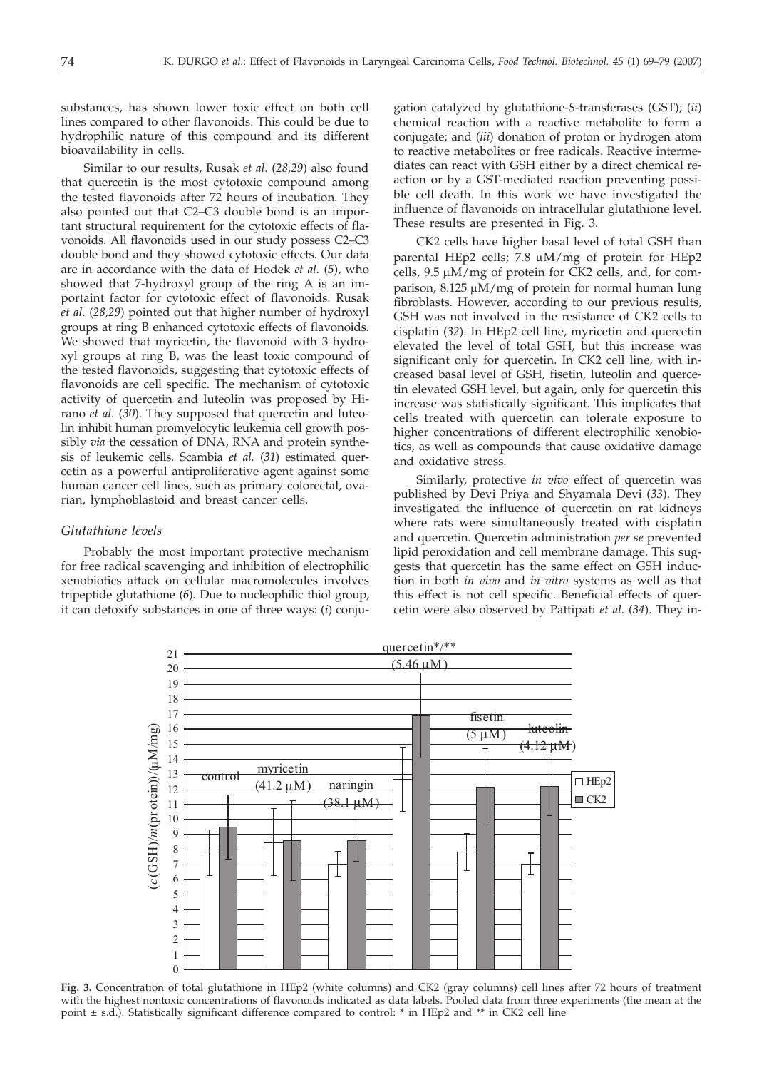substances, has shown lower toxic effect on both cell lines compared to other flavonoids. This could be due to hydrophilic nature of this compound and its different bioavailability in cells.

Similar to our results, Rusak *et al.* (*28,29*) also found that quercetin is the most cytotoxic compound among the tested flavonoids after 72 hours of incubation. They also pointed out that C2–C3 double bond is an important structural requirement for the cytotoxic effects of flavonoids. All flavonoids used in our study possess C2–C3 double bond and they showed cytotoxic effects. Our data are in accordance with the data of Hodek *et al.* (*5*), who showed that 7-hydroxyl group of the ring A is an important factor for cytotoxic effect of flavonoids. Rusak *et al.* (*28,29*) pointed out that higher number of hydroxyl groups at ring B enhanced cytotoxic effects of flavonoids. We showed that myricetin, the flavonoid with 3 hydroxyl groups at ring B, was the least toxic compound of the tested flavonoids, suggesting that cytotoxic effects of flavonoids are cell specific. The mechanism of cytotoxic activity of quercetin and luteolin was proposed by Hirano *et al.* (*30*). They supposed that quercetin and luteolin inhibit human promyelocytic leukemia cell growth possibly *via* the cessation of DNA, RNA and protein synthesis of leukemic cells. Scambia *et al.* (*31*) estimated quercetin as a powerful antiproliferative agent against some human cancer cell lines, such as primary colorectal, ovarian, lymphoblastoid and breast cancer cells.

### *Glutathione levels*

Probably the most important protective mechanism for free radical scavenging and inhibition of electrophilic xenobiotics attack on cellular macromolecules involves tripeptide glutathione (*6*). Due to nucleophilic thiol group, it can detoxify substances in one of three ways: (*i*) conjugation catalyzed by glutathione-*S*-transferases (GST); (*ii*) chemical reaction with a reactive metabolite to form a conjugate; and (*iii*) donation of proton or hydrogen atom to reactive metabolites or free radicals. Reactive intermediates can react with GSH either by a direct chemical reaction or by a GST-mediated reaction preventing possible cell death. In this work we have investigated the influence of flavonoids on intracellular glutathione level. These results are presented in Fig. 3.

CK2 cells have higher basal level of total GSH than parental HEp2 cells; 7.8 μM/mg of protein for HEp2 cells, 9.5 μM/mg of protein for CK2 cells, and, for comparison, 8.125 μM/mg of protein for normal human lung fibroblasts. However, according to our previous results, GSH was not involved in the resistance of CK2 cells to cisplatin (*32*). In HEp2 cell line, myricetin and quercetin elevated the level of total GSH, but this increase was significant only for quercetin. In CK2 cell line, with increased basal level of GSH, fisetin, luteolin and quercetin elevated GSH level, but again, only for quercetin this increase was statistically significant. This implicates that cells treated with quercetin can tolerate exposure to higher concentrations of different electrophilic xenobiotics, as well as compounds that cause oxidative damage and oxidative stress.

Similarly, protective *in vivo* effect of quercetin was published by Devi Priya and Shyamala Devi (*33*). They investigated the influence of quercetin on rat kidneys where rats were simultaneously treated with cisplatin and quercetin. Quercetin administration *per se* prevented lipid peroxidation and cell membrane damage. This suggests that quercetin has the same effect on GSH induction in both *in vivo* and *in vitro* systems as well as that this effect is not cell specific. Beneficial effects of quercetin were also observed by Pattipati *et al.* (*34*). They in-

**Fig. 3.** Concentration of total glutathione in HEp2 (white columns) and CK2 (gray columns) cell lines after 72 hours of treatment with the highest nontoxic concentrations of flavonoids indicated as data labels. Pooled data from three experiments (the mean at the point ± s.d.). Statistically significant difference compared to control: * in HEp2 and ** in CK2 cell line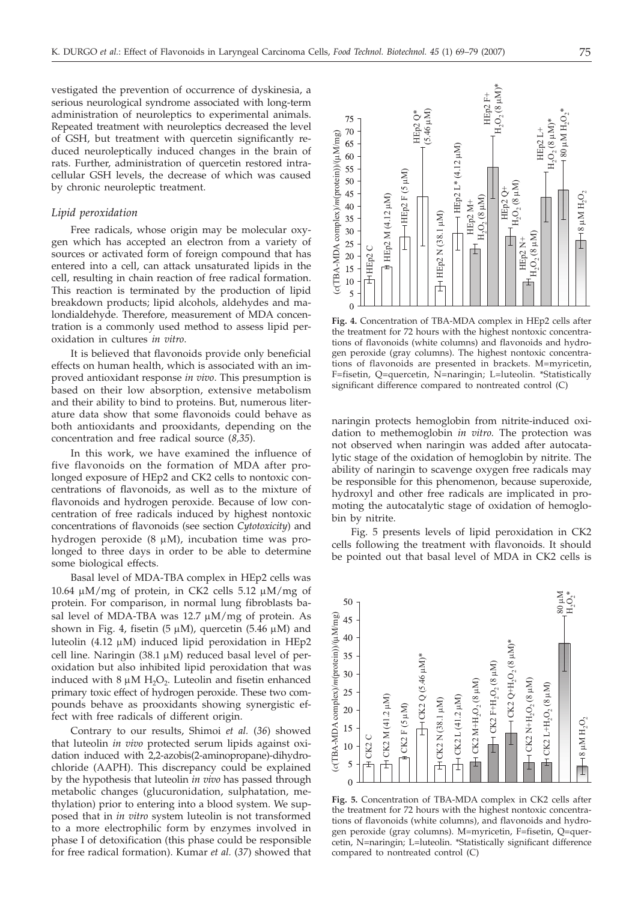vestigated the prevention of occurrence of dyskinesia, a serious neurological syndrome associated with long-term administration of neuroleptics to experimental animals. Repeated treatment with neuroleptics decreased the level of GSH, but treatment with quercetin significantly reduced neuroleptically induced changes in the brain of rats. Further, administration of quercetin restored intracellular GSH levels, the decrease of which was caused by chronic neuroleptic treatment.

### *Lipid peroxidation*

Free radicals, whose origin may be molecular oxygen which has accepted an electron from a variety of sources or activated form of foreign compound that has entered into a cell, can attack unsaturated lipids in the cell, resulting in chain reaction of free radical formation. This reaction is terminated by the production of lipid breakdown products; lipid alcohols, aldehydes and malondialdehyde. Therefore, measurement of MDA concentration is a commonly used method to assess lipid peroxidation in cultures *in vitro*.

It is believed that flavonoids provide only beneficial effects on human health, which is associated with an improved antioxidant response *in vivo*. This presumption is based on their low absorption, extensive metabolism and their ability to bind to proteins. But, numerous literature data show that some flavonoids could behave as both antioxidants and prooxidants, depending on the concentration and free radical source (*8*,*35*).

In this work, we have examined the influence of five flavonoids on the formation of MDA after prolonged exposure of HEp2 and CK2 cells to nontoxic concentrations of flavonoids, as well as to the mixture of flavonoids and hydrogen peroxide. Because of low concentration of free radicals induced by highest nontoxic concentrations of flavonoids (see section *Cytotoxicity*) and hydrogen peroxide (8 μM), incubation time was prolonged to three days in order to be able to determine some biological effects.

Basal level of MDA-TBA complex in HEp2 cells was 10.64 μM/mg of protein, in CK2 cells 5.12 μM/mg of protein. For comparison, in normal lung fibroblasts basal level of MDA-TBA was 12.7 μM/mg of protein. As shown in Fig. 4, fisetin (5 μM), quercetin (5.46 μM) and luteolin (4.12 μM) induced lipid peroxidation in HEp2 cell line. Naringin (38.1 μM) reduced basal level of peroxidation but also inhibited lipid peroxidation that was induced with 8 μM $H_2O_2$. Luteolin and fisetin enhanced primary toxic effect of hydrogen peroxide. These two compounds behave as prooxidants showing synergistic effect with free radicals of different origin.

Contrary to our results, Shimoi *et al.* (*36*) showed that luteolin *in vivo* protected serum lipids against oxidation induced with 2,2-azobis(2-aminopropane)-dihydrochloride (AAPH). This discrepancy could be explained by the hypothesis that luteolin *in vivo* has passed through metabolic changes (glucuronidation, sulphatation, methylation) prior to entering into a blood system. We supposed that in *in vitro* system luteolin is not transformed to a more electrophilic form by enzymes involved in phase I of detoxification (this phase could be responsible for free radical formation). Kumar *et al.* (*37*) showed that naringin protects hemoglobin from nitrite-induced oxidation to methemoglobin *in vitro*. The protection was not observed when naringin was added after autocatalytic stage of the oxidation of hemoglobin by nitrite. The ability of naringin to scavenge oxygen free radicals may be responsible for this phenomenon, because superoxide, hydroxyl and other free radicals are implicated in promoting the autocatalytic stage of oxidation of hemoglobin by nitrite.

**Fig. 4.** Concentration of TBA-MDA complex in HEp2 cells after the treatment for 72 hours with the highest nontoxic concentrations of flavonoids (white columns) and flavonoids and hydrogen peroxide (gray columns). The highest nontoxic concentrations of flavonoids are presented in brackets. M=myricetin, F=fisetin, Q=quercetin, N=naringin; L=luteolin. *Statistically significant difference compared to nontreated control (C)

Fig. 5 presents levels of lipid peroxidation in CK2 cells following the treatment with flavonoids. It should be pointed out that basal level of MDA in CK2 cells is

**Fig. 5.** Concentration of TBA-MDA complex in CK2 cells after the treatment for 72 hours with the highest nontoxic concentrations of flavonoids (white columns), and flavonoids and hydrogen peroxide (gray columns). M=myricetin, F=fisetin, Q=quercetin, N=naringin; L=luteolin. *Statistically significant difference compared to nontreated control (C)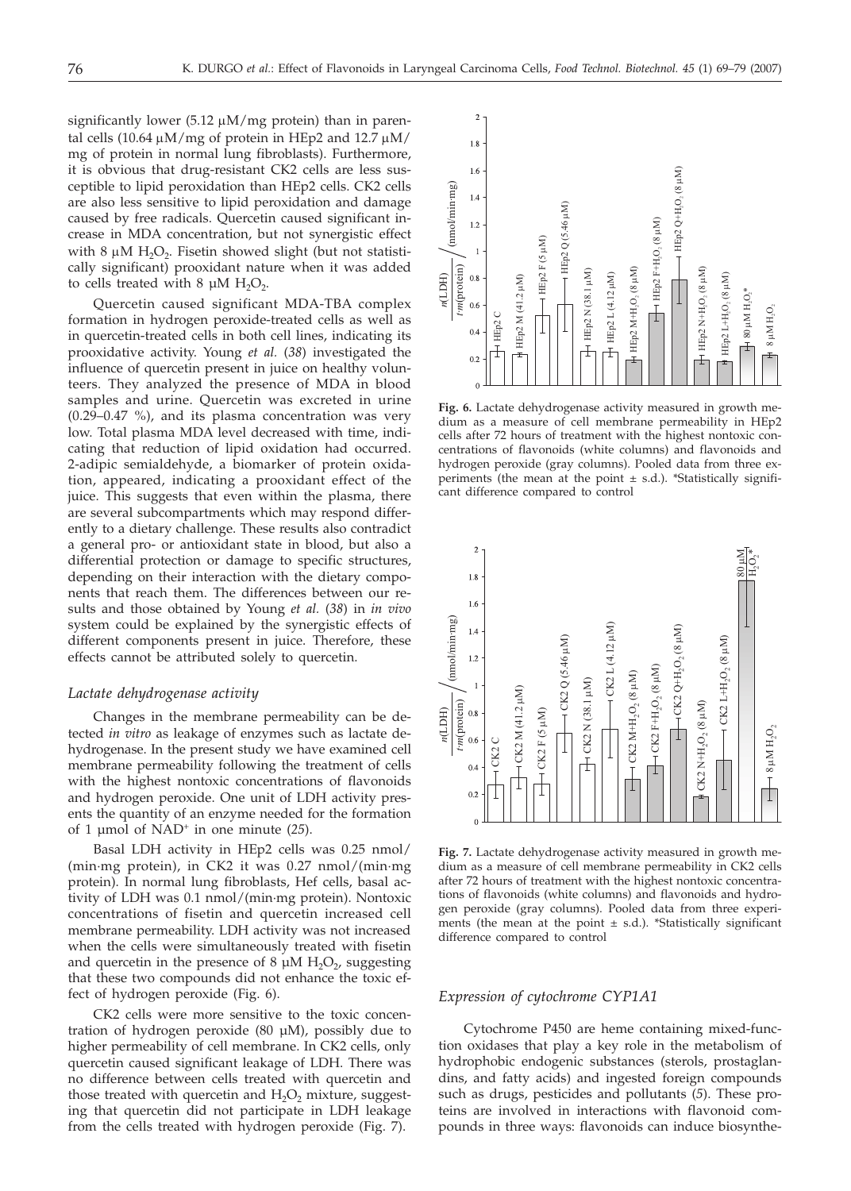significantly lower (5.12 μM/mg protein) than in parental cells (10.64 μM/mg of protein in HEp2 and 12.7 μM/mg of protein in normal lung fibroblasts). Furthermore, it is obvious that drug-resistant CK2 cells are less susceptible to lipid peroxidation than HEp2 cells. CK2 cells are also less sensitive to lipid peroxidation and damage caused by free radicals. Quercetin caused significant increase in MDA concentration, but not synergistic effect with 8 μM $H_2O_2$. Fisetin showed slight (but not statistically significant) prooxidant nature when it was added to cells treated with 8 μM $H_2O_2$.

Quercetin caused significant MDA-TBA complex formation in hydrogen peroxide-treated cells as well as in quercetin-treated cells in both cell lines, indicating its prooxidative activity. Young *et al.* (*38*) investigated the influence of quercetin present in juice on healthy volunteers. They analyzed the presence of MDA in blood samples and urine. Quercetin was excreted in urine (0.29–0.47 %), and its plasma concentration was very low. Total plasma MDA level decreased with time, indicating that reduction of lipid oxidation had occurred. 2-adipic semialdehyde, a biomarker of protein oxidation, appeared, indicating a prooxidant effect of the juice. This suggests that even within the plasma, there are several subcompartments which may respond differently to a dietary challenge. These results also contradict a general pro- or antioxidant state in blood, but also a differential protection or damage to specific structures, depending on their interaction with the dietary components that reach them. The differences between our results and those obtained by Young *et al.* (*38*) in *in vivo* system could be explained by the synergistic effects of different components present in juice. Therefore, these effects cannot be attributed solely to quercetin.

### *Lactate dehydrogenase activity*

Changes in the membrane permeability can be detected *in vitro* as leakage of enzymes such as lactate dehydrogenase. In the present study we have examined cell membrane permeability following the treatment of cells with the highest nontoxic concentrations of flavonoids and hydrogen peroxide. One unit of LDH activity presents the quantity of an enzyme needed for the formation of 1 μmol of $NAD^+$ in one minute (*25*).

Basal LDH activity in HEp2 cells was 0.25 nmol/(min·mg protein), in CK2 it was 0.27 nmol/(min·mg protein). In normal lung fibroblasts, Hef cells, basal activity of LDH was 0.1 nmol/(min·mg protein). Nontoxic concentrations of fisetin and quercetin increased cell membrane permeability. LDH activity was not increased when the cells were simultaneously treated with fisetin and quercetin in the presence of 8 μM $H_2O_2$, suggesting that these two compounds did not enhance the toxic effect of hydrogen peroxide (Fig. 6).

CK2 cells were more sensitive to the toxic concentration of hydrogen peroxide (80 μM), possibly due to higher permeability of cell membrane. In CK2 cells, only quercetin caused significant leakage of LDH. There was no difference between cells treated with quercetin and those treated with quercetin and $H_2O_2$ mixture, suggesting that quercetin did not participate in LDH leakage from the cells treated with hydrogen peroxide (Fig. 7).

**Fig. 6.** Lactate dehydrogenase activity measured in growth medium as a measure of cell membrane permeability in HEp2 cells after 72 hours of treatment with the highest nontoxic concentrations of flavonoids (white columns) and flavonoids and hydrogen peroxide (gray columns). Pooled data from three experiments (the mean at the point ± s.d.). *Statistically significant difference compared to control

**Fig. 7.** Lactate dehydrogenase activity measured in growth medium as a measure of cell membrane permeability in CK2 cells after 72 hours of treatment with the highest nontoxic concentrations of flavonoids (white columns) and flavonoids and hydrogen peroxide (gray columns). Pooled data from three experiments (the mean at the point ± s.d.). *Statistically significant difference compared to control

### *Expression of cytochrome CYP1A1*

Cytochrome P450 are heme containing mixed-function oxidases that play a key role in the metabolism of hydrophobic endogenic substances (sterols, prostaglandins, and fatty acids) and ingested foreign compounds such as drugs, pesticides and pollutants (*5*). These proteins are involved in interactions with flavonoid compounds in three ways: flavonoids can induce biosynthe-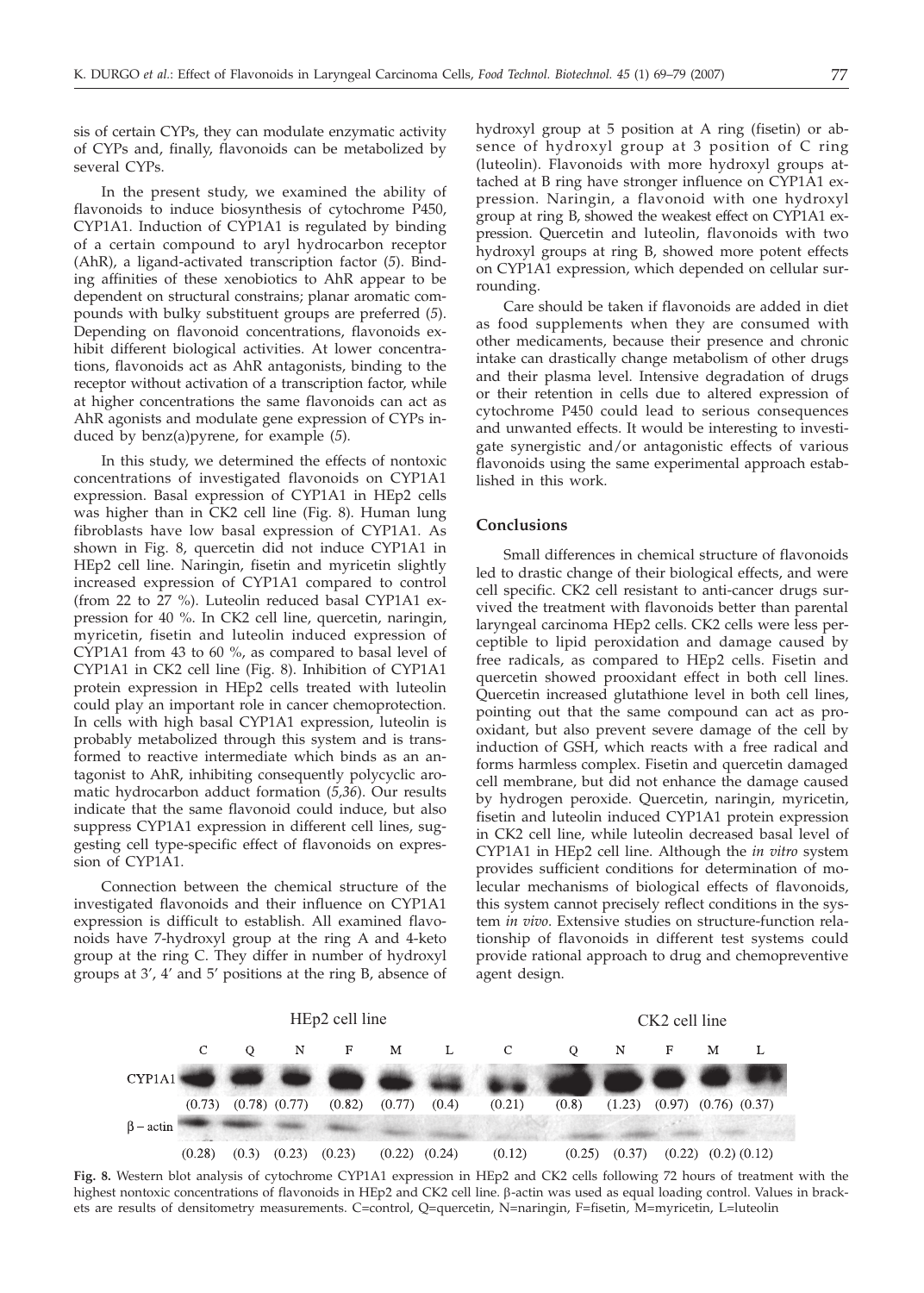sis of certain CYPs, they can modulate enzymatic activity of CYPs and, finally, flavonoids can be metabolized by several CYPs.

In the present study, we examined the ability of flavonoids to induce biosynthesis of cytochrome P450, CYP1A1. Induction of CYP1A1 is regulated by binding of a certain compound to aryl hydrocarbon receptor (AhR), a ligand-activated transcription factor (*5*). Binding affinities of these xenobiotics to AhR appear to be dependent on structural constrains; planar aromatic compounds with bulky substituent groups are preferred (*5*). Depending on flavonoid concentrations, flavonoids exhibit different biological activities. At lower concentrations, flavonoids act as AhR antagonists, binding to the receptor without activation of a transcription factor, while at higher concentrations the same flavonoids can act as AhR agonists and modulate gene expression of CYPs induced by benz(a)pyrene, for example (*5*).

In this study, we determined the effects of nontoxic concentrations of investigated flavonoids on CYP1A1 expression. Basal expression of CYP1A1 in HEp2 cells was higher than in CK2 cell line (Fig. 8). Human lung fibroblasts have low basal expression of CYP1A1. As shown in Fig. 8, quercetin did not induce CYP1A1 in HEp2 cell line. Naringin, fisetin and myricetin slightly increased expression of CYP1A1 compared to control (from 22 to 27 %). Luteolin reduced basal CYP1A1 expression for 40 %. In CK2 cell line, quercetin, naringin, myricetin, fisetin and luteolin induced expression of CYP1A1 from 43 to 60 %, as compared to basal level of CYP1A1 in CK2 cell line (Fig. 8). Inhibition of CYP1A1 protein expression in HEp2 cells treated with luteolin could play an important role in cancer chemoprotection. In cells with high basal CYP1A1 expression, luteolin is probably metabolized through this system and is transformed to reactive intermediate which binds as an antagonist to AhR, inhibiting consequently polycyclic aromatic hydrocarbon adduct formation (*5,36*). Our results indicate that the same flavonoid could induce, but also suppress CYP1A1 expression in different cell lines, suggesting cell type-specific effect of flavonoids on expression of CYP1A1.

Connection between the chemical structure of the investigated flavonoids and their influence on CYP1A1 expression is difficult to establish. All examined flavonoids have 7-hydroxyl group at the ring A and 4-keto group at the ring C. They differ in number of hydroxyl groups at 3', 4' and 5' positions at the ring B, absence of hydroxyl group at 5 position at A ring (fisetin) or absence of hydroxyl group at 3 position of C ring (luteolin). Flavonoids with more hydroxyl groups attached at B ring have stronger influence on CYP1A1 expression. Naringin, a flavonoid with one hydroxyl group at ring B, showed the weakest effect on CYP1A1 expression. Quercetin and luteolin, flavonoids with two hydroxyl groups at ring B, showed more potent effects on CYP1A1 expression, which depended on cellular surrounding.

Care should be taken if flavonoids are added in diet as food supplements when they are consumed with other medicaments, because their presence and chronic intake can drastically change metabolism of other drugs and their plasma level. Intensive degradation of drugs or their retention in cells due to altered expression of cytochrome P450 could lead to serious consequences and unwanted effects. It would be interesting to investigate synergistic and/or antagonistic effects of various flavonoids using the same experimental approach established in this work.

## Conclusions

Small differences in chemical structure of flavonoids led to drastic change of their biological effects, and were cell specific. CK2 cell resistant to anti-cancer drugs survived the treatment with flavonoids better than parental laryngeal carcinoma HEp2 cells. CK2 cells were less perceptible to lipid peroxidation and damage caused by free radicals, as compared to HEp2 cells. Fisetin and quercetin showed prooxidant effect in both cell lines. Quercetin increased glutathione level in both cell lines, pointing out that the same compound can act as prooxidant, but also prevent severe damage of the cell by induction of GSH, which reacts with a free radical and forms harmless complex. Fisetin and quercetin damaged cell membrane, but did not enhance the damage caused by hydrogen peroxide. Quercetin, naringin, myricetin, fisetin and luteolin induced CYP1A1 protein expression in CK2 cell line, while luteolin decreased basal level of CYP1A1 in HEp2 cell line. Although the *in vitro* system provides sufficient conditions for determination of molecular mechanisms of biological effects of flavonoids, this system cannot precisely reflect conditions in the system *in vivo*. Extensive studies on structure-function relationship of flavonoids in different test systems could provide rational approach to drug and chemopreventive agent design.

| | HEp2 cell line | | | | | | CK2 cell line | | | | | |
|---|---|---|---|---|---|---|---|---|---|---|---|---|
| | C | Q | N | F | M | L | C | Q | N | F | M | L |
| CYP1A1 | (0.73) | (0.78) | (0.77) | (0.82) | (0.77) | (0.4) | (0.21) | (0.8) | (1.23) | (0.97) | (0.76) | (0.37) |
| β – actin | (0.28) | (0.3) | (0.23) | (0.23) | (0.22) | (0.24) | (0.12) | (0.25) | (0.37) | (0.22) | (0.2) | (0.12) |

**Fig. 8.** Western blot analysis of cytochrome CYP1A1 expression in HEp2 and CK2 cells following 72 hours of treatment with the highest nontoxic concentrations of flavonoids in HEp2 and CK2 cell line. β-actin was used as equal loading control. Values in brackets are results of densitometry measurements. C=control, Q=quercetin, N=naringin, F=fisetin, M=myricetin, L=luteolin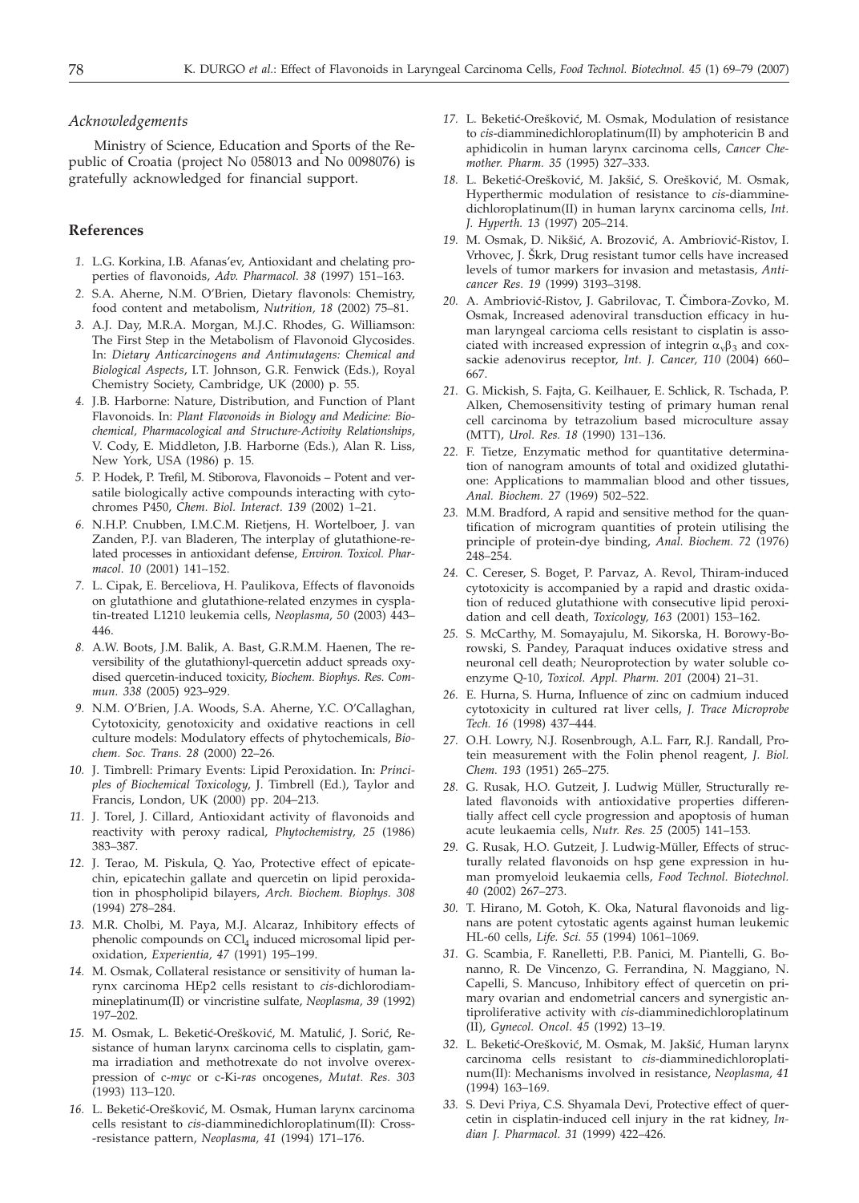### *Acknowledgements*

Ministry of Science, Education and Sports of the Republic of Croatia (project No 058013 and No 0098076) is gratefully acknowledged for financial support.

## References

*1.* L.G. Korkina, I.B. Afanas'ev, Antioxidant and chelating properties of flavonoids, *Adv. Pharmacol. 38* (1997) 151–163.

*2.* S.A. Aherne, N.M. O'Brien, Dietary flavonols: Chemistry, food content and metabolism, *Nutrition, 18* (2002) 75–81.

*3.* A.J. Day, M.R.A. Morgan, M.J.C. Rhodes, G. Williamson: The First Step in the Metabolism of Flavonoid Glycosides. In: *Dietary Anticarcinogens and Antimutagens: Chemical and Biological Aspects*, I.T. Johnson, G.R. Fenwick (Eds.), Royal Chemistry Society, Cambridge, UK (2000) p. 55.

*4.* J.B. Harborne: Nature, Distribution, and Function of Plant Flavonoids. In: *Plant Flavonoids in Biology and Medicine: Biochemical, Pharmacological and Structure-Activity Relationships*, V. Cody, E. Middleton, J.B. Harborne (Eds.), Alan R. Liss, New York, USA (1986) p. 15.

*5.* P. Hodek, P. Trefil, M. Stiborova, Flavonoids – Potent and versatile biologically active compounds interacting with cytochromes P450, *Chem. Biol. Interact. 139* (2002) 1–21.

*6.* N.H.P. Cnubben, I.M.C.M. Rietjens, H. Wortelboer, J. van Zanden, P.J. van Bladeren, The interplay of glutathione-related processes in antioxidant defense, *Environ. Toxicol. Pharmacol. 10* (2001) 141–152.

*7.* L. Cipak, E. Berceliova, H. Paulikova, Effects of flavonoids on glutathione and glutathione-related enzymes in cysplatin-treated L1210 leukemia cells, *Neoplasma, 50* (2003) 443–446.

*8.* A.W. Boots, J.M. Balik, A. Bast, G.R.M.M. Haenen, The reversibility of the glutathionyl-quercetin adduct spreads oxydised quercetin-induced toxicity, *Biochem. Biophys. Res. Commun. 338* (2005) 923–929.

*9.* N.M. O'Brien, J.A. Woods, S.A. Aherne, Y.C. O'Callaghan, Cytotoxicity, genotoxicity and oxidative reactions in cell culture models: Modulatory effects of phytochemicals, *Biochem. Soc. Trans. 28* (2000) 22–26.

*10.* J. Timbrell: Primary Events: Lipid Peroxidation. In: *Principles of Biochemical Toxicology*, J. Timbrell (Ed.), Taylor and Francis, London, UK (2000) pp. 204–213.

*11.* J. Torel, J. Cillard, Antioxidant activity of flavonoids and reactivity with peroxy radical, *Phytochemistry, 25* (1986) 383–387.

*12.* J. Terao, M. Piskula, Q. Yao, Protective effect of epicatechin, epicatechin gallate and quercetin on lipid peroxidation in phospholipid bilayers, *Arch. Biochem. Biophys. 308* (1994) 278–284.

*13.* M.R. Cholbi, M. Paya, M.J. Alcaraz, Inhibitory effects of phenolic compounds on $CCl_4$ induced microsomal lipid peroxidation, *Experientia, 47* (1991) 195–199.

*14.* M. Osmak, Collateral resistance or sensitivity of human larynx carcinoma HEp2 cells resistant to *cis*-dichlorodiammineplatinum(II) or vincristine sulfate, *Neoplasma, 39* (1992) 197–202.

*15.* M. Osmak, L. Beketić-Orešković, M. Matulić, J. Sorić, Resistance of human larynx carcinoma cells to cisplatin, gamma irradiation and methotrexate do not involve overexpression of c-*myc* or c-Ki-*ras* oncogenes, *Mutat. Res. 303* (1993) 113–120.

*16.* L. Beketić-Orešković, M. Osmak, Human larynx carcinoma cells resistant to *cis*-diamminedichloroplatinum(II): Cross--resistance pattern, *Neoplasma, 41* (1994) 171–176.

*17.* L. Beketić-Orešković, M. Osmak, Modulation of resistance to *cis*-diamminedichloroplatinum(II) by amphotericin B and aphidicolin in human larynx carcinoma cells, *Cancer Chemother. Pharm. 35* (1995) 327–333.

*18.* L. Beketić-Orešković, M. Jakšić, S. Orešković, M. Osmak, Hyperthermic modulation of resistance to *cis*-diamminedichloroplatinum(II) in human larynx carcinoma cells, *Int. J. Hyperth. 13* (1997) 205–214.

*19.* M. Osmak, D. Nikšić, A. Brozović, A. Ambriović-Ristov, I. Vrhovec, J. Škrk, Drug resistant tumor cells have increased levels of tumor markers for invasion and metastasis, *Anticancer Res. 19* (1999) 3193–3198.

*20.* A. Ambriović-Ristov, J. Gabrilovac, T. Čimbora-Zovko, M. Osmak, Increased adenoviral transduction efficacy in human laryngeal carcioma cells resistant to cisplatin is associated with increased expression of integrin $\alpha_v\beta_3$ and coxsackie adenovirus receptor, *Int. J. Cancer, 110* (2004) 660–667.

*21.* G. Mickish, S. Fajta, G. Keilhauer, E. Schlick, R. Tschada, P. Alken, Chemosensitivity testing of primary human renal cell carcinoma by tetrazolium based microculture assay (MTT), *Urol. Res. 18* (1990) 131–136.

*22.* F. Tietze, Enzymatic method for quantitative determination of nanogram amounts of total and oxidized glutathione: Applications to mammalian blood and other tissues, *Anal. Biochem. 27* (1969) 502–522.

*23.* M.M. Bradford, A rapid and sensitive method for the quantification of microgram quantities of protein utilising the principle of protein-dye binding, *Anal. Biochem. 72* (1976) 248–254.

*24.* C. Cereser, S. Boget, P. Parvaz, A. Revol, Thiram-induced cytotoxicity is accompanied by a rapid and drastic oxidation of reduced glutathione with consecutive lipid peroxidation and cell death, *Toxicology, 163* (2001) 153–162.

*25.* S. McCarthy, M. Somayajulu, M. Sikorska, H. Borowy-Borowski, S. Pandey, Paraquat induces oxidative stress and neuronal cell death; Neuroprotection by water soluble coenzyme Q-10, *Toxicol. Appl. Pharm. 201* (2004) 21–31.

*26.* E. Hurna, S. Hurna, Influence of zinc on cadmium induced cytotoxicity in cultured rat liver cells, *J. Trace Microprobe Tech. 16* (1998) 437–444.

*27.* O.H. Lowry, N.J. Rosenbrough, A.L. Farr, R.J. Randall, Protein measurement with the Folin phenol reagent, *J. Biol. Chem. 193* (1951) 265–275.

*28.* G. Rusak, H.O. Gutzeit, J. Ludwig Müller, Structurally related flavonoids with antioxidative properties differentially affect cell cycle progression and apoptosis of human acute leukaemia cells, *Nutr. Res. 25* (2005) 141–153.

*29.* G. Rusak, H.O. Gutzeit, J. Ludwig-Müller, Effects of structurally related flavonoids on hsp gene expression in human promyeloid leukaemia cells, *Food Technol. Biotechnol. 40* (2002) 267–273.

*30.* T. Hirano, M. Gotoh, K. Oka, Natural flavonoids and lignans are potent cytostatic agents against human leukemic HL-60 cells, *Life. Sci. 55* (1994) 1061–1069.

*31.* G. Scambia, F. Ranelletti, P.B. Panici, M. Piantelli, G. Bonanno, R. De Vincenzo, G. Ferrandina, N. Maggiano, N. Capelli, S. Mancuso, Inhibitory effect of quercetin on primary ovarian and endometrial cancers and synergistic antiproliferative activity with *cis*-diamminedichloroplatinum (II), *Gynecol. Oncol. 45* (1992) 13–19.

*32.* L. Beketić-Orešković, M. Osmak, M. Jakšić, Human larynx carcinoma cells resistant to *cis*-diamminedichloroplatinum(II): Mechanisms involved in resistance, *Neoplasma, 41* (1994) 163–169.

*33.* S. Devi Priya, C.S. Shyamala Devi, Protective effect of quercetin in cisplatin-induced cell injury in the rat kidney, *Indian J. Pharmacol. 31* (1999) 422–426.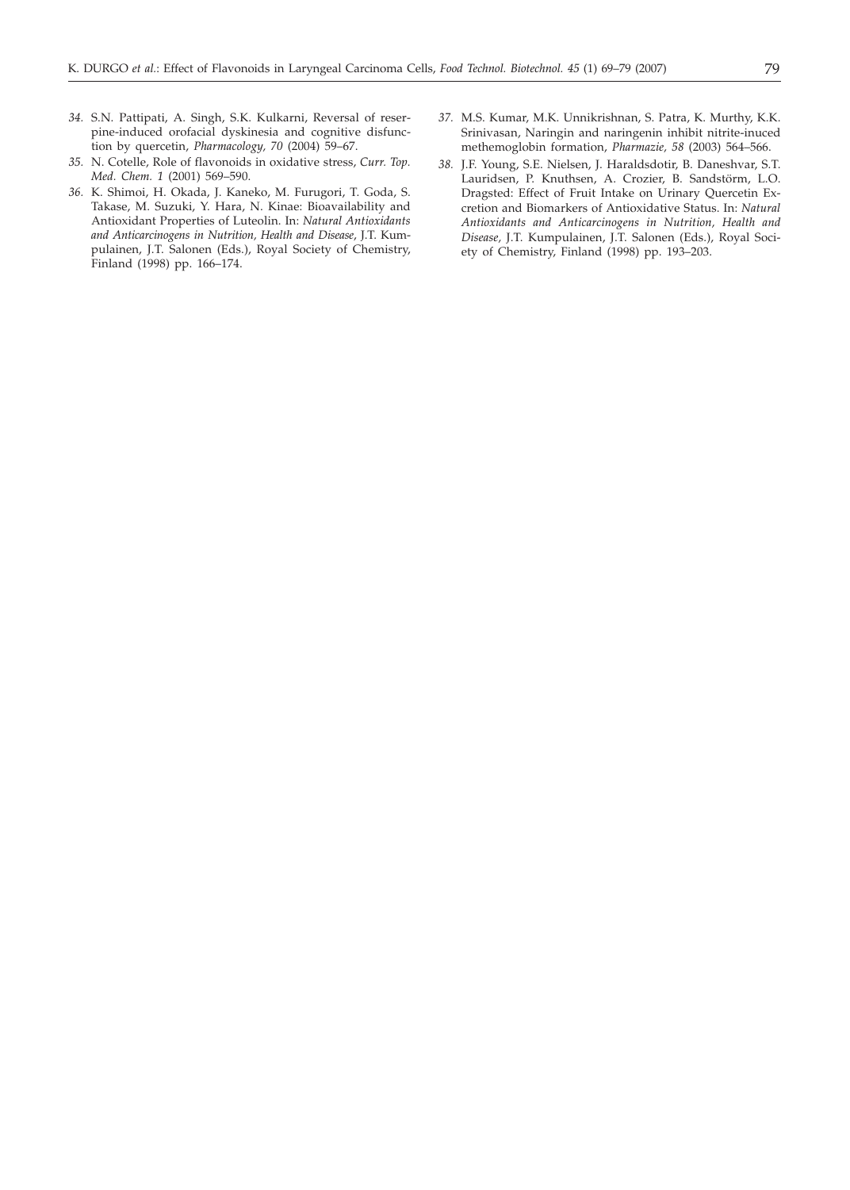*34.* S.N. Pattipati, A. Singh, S.K. Kulkarni, Reversal of reserpine-induced orofacial dyskinesia and cognitive disfunction by quercetin, *Pharmacology, 70* (2004) 59–67.

*35.* N. Cotelle, Role of flavonoids in oxidative stress, *Curr. Top. Med. Chem. 1* (2001) 569–590.

*36.* K. Shimoi, H. Okada, J. Kaneko, M. Furugori, T. Goda, S. Takase, M. Suzuki, Y. Hara, N. Kinae: Bioavailability and Antioxidant Properties of Luteolin. In: *Natural Antioxidants and Anticarcinogens in Nutrition, Health and Disease*, J.T. Kumpulainen, J.T. Salonen (Eds.), Royal Society of Chemistry, Finland (1998) pp. 166–174.

*37.* M.S. Kumar, M.K. Unnikrishnan, S. Patra, K. Murthy, K.K. Srinivasan, Naringin and naringenin inhibit nitrite-inuced methemoglobin formation, *Pharmazie, 58* (2003) 564–566.

*38.* J.F. Young, S.E. Nielsen, J. Haraldsdotir, B. Daneshvar, S.T. Lauridsen, P. Knuthsen, A. Crozier, B. Sandstörm, L.O. Dragsted: Effect of Fruit Intake on Urinary Quercetin Excretion and Biomarkers of Antioxidative Status. In: *Natural Antioxidants and Anticarcinogens in Nutrition, Health and Disease*, J.T. Kumpulainen, J.T. Salonen (Eds.), Royal Society of Chemistry, Finland (1998) pp. 193–203.